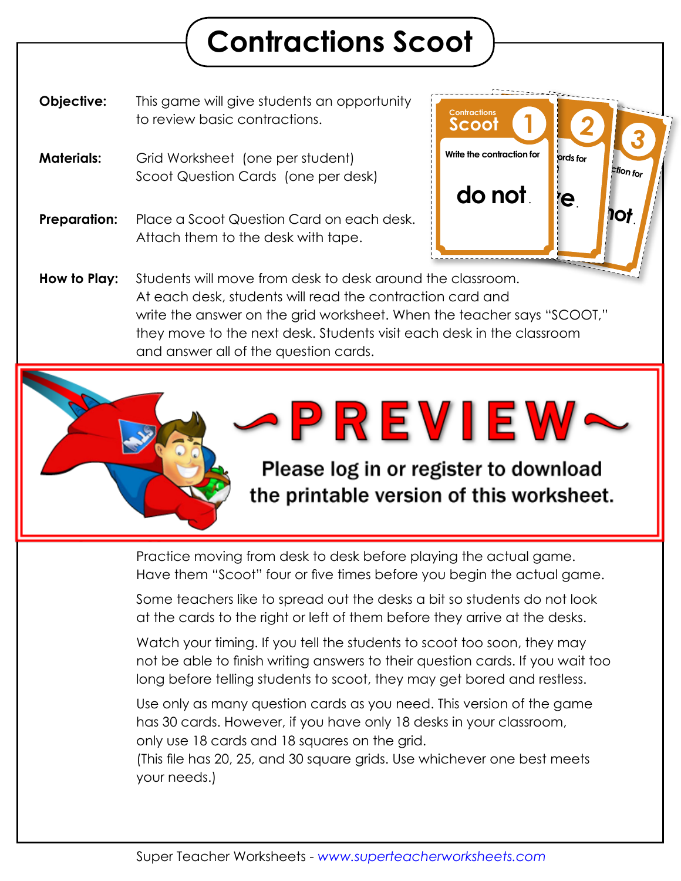# Contractions Scoot

**Objective:** This game will give students an opportunity to review basic contractions.

**Materials:** Grid Worksheet (one per student)
Scoot Question Cards (one per desk)

**Preparation:** Place a Scoot Question Card on each desk. Attach them to the desk with tape.

Contractions Scoot 1 — Write the contraction for **do not**.

**How to Play:** Students will move from desk to desk around the classroom. At each desk, students will read the contraction card and write the answer on the grid worksheet. When the teacher says "SCOOT," they move to the next desk. Students visit each desk in the classroom and answer all of the question cards.

~PREVIEW~

Please log in or register to download the printable version of this worksheet.

Practice moving from desk to desk before playing the actual game. Have them "Scoot" four or five times before you begin the actual game.

Some teachers like to spread out the desks a bit so students do not look at the cards to the right or left of them before they arrive at the desks.

Watch your timing. If you tell the students to scoot too soon, they may not be able to finish writing answers to their question cards. If you wait too long before telling students to scoot, they may get bored and restless.

Use only as many question cards as you need. This version of the game has 30 cards. However, if you have only 18 desks in your classroom, only use 18 cards and 18 squares on the grid.
(This file has 20, 25, and 30 square grids. Use whichever one best meets your needs.)

Super Teacher Worksheets - *www.superteacherworksheets.com*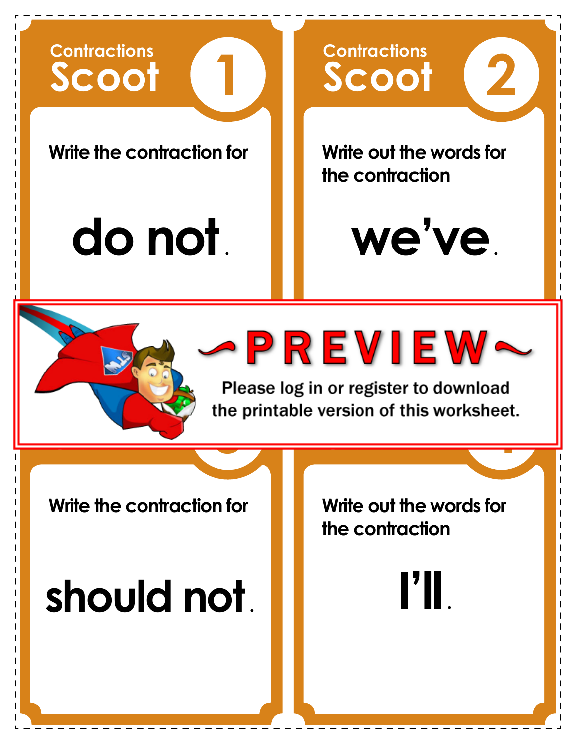## Contractions Scoot 1

Write the contraction for

**do not.**

## Contractions Scoot 2

Write out the words for the contraction

**we've.**

~PREVIEW~

Please log in or register to download the printable version of this worksheet.

Write the contraction for

**should not.**

Write out the words for the contraction

**I'll.**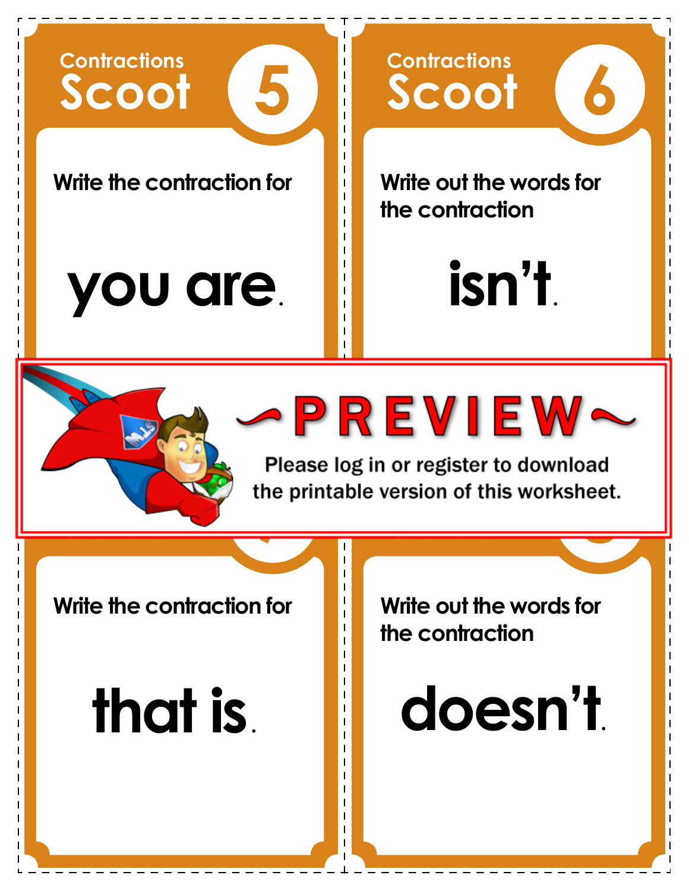## Contractions Scoot 5

Write the contraction for

**you are.**

## Contractions Scoot 6

Write out the words for the contraction

**isn't.**

~PREVIEW~

Please log in or register to download the printable version of this worksheet.

Write the contraction for

**that is.**

Write out the words for the contraction

**doesn't.**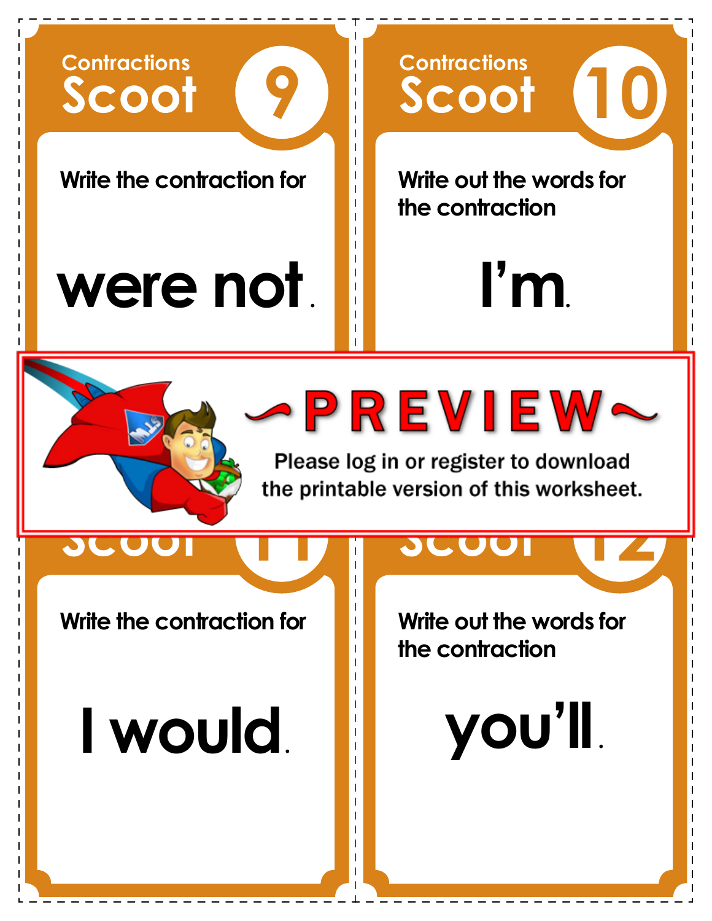## Contractions Scoot 9

Write the contraction for

**were not.**

## Contractions Scoot 10

Write out the words for the contraction

**I'm.**

~PREVIEW~

Please log in or register to download the printable version of this worksheet.

## Scoot 11

Write the contraction for

**I would.**

## Scoot 12

Write out the words for the contraction

**you'll.**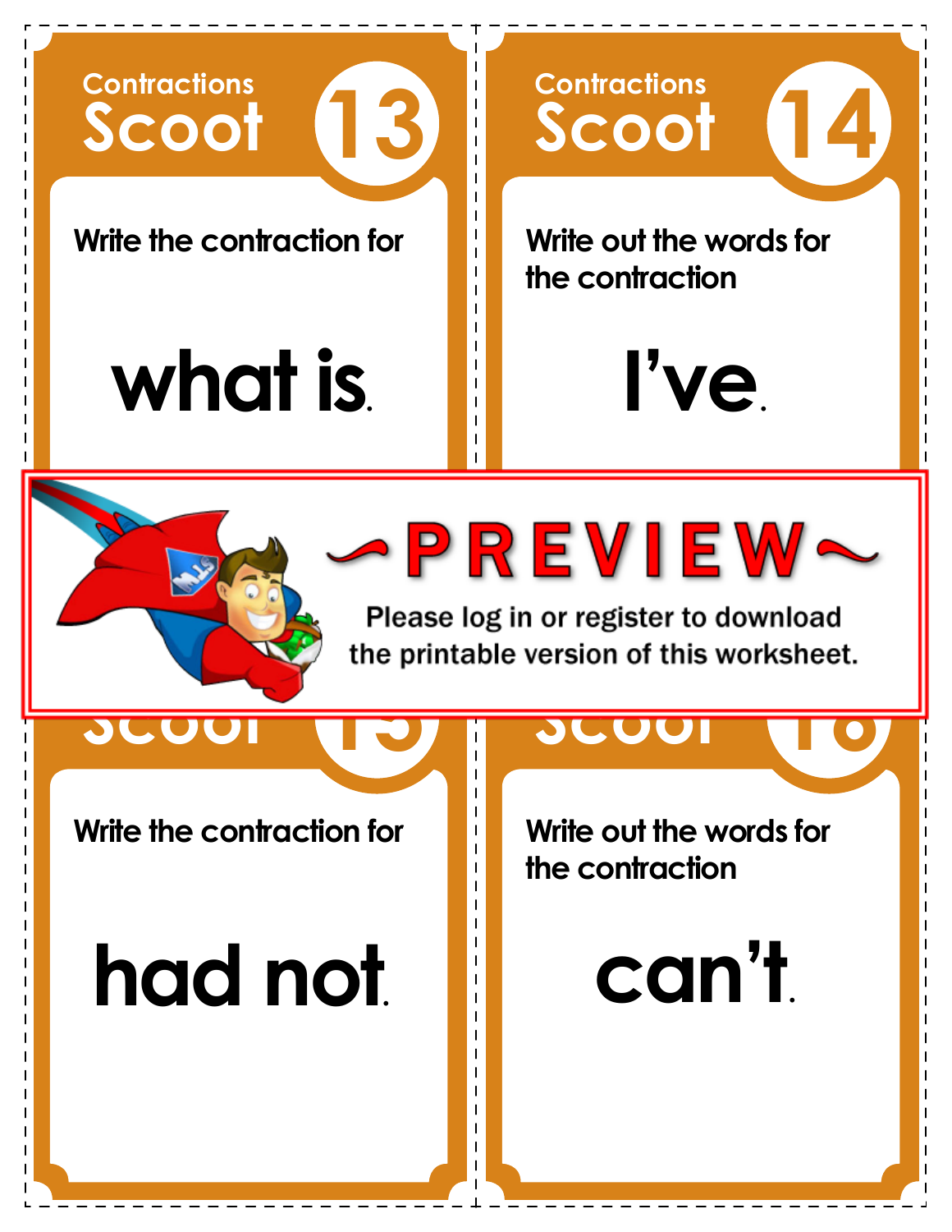## Contractions Scoot 13

Write the contraction for

**what is.**

## Contractions Scoot 14

Write out the words for the contraction

**I've.**

~PREVIEW~

Please log in or register to download the printable version of this worksheet.

## Contractions Scoot 15

Write the contraction for

**had not.**

## Contractions Scoot 16

Write out the words for the contraction

**can't.**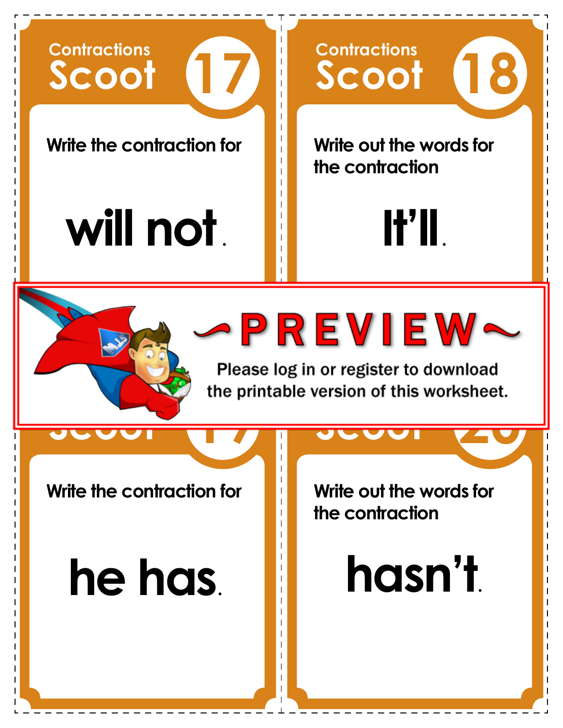## Contractions Scoot 17

Write the contraction for

**will not.**

## Contractions Scoot 18

Write out the words for the contraction

**It'll.**

~PREVIEW~

Please log in or register to download the printable version of this worksheet.

Write the contraction for

**he has.**

Write out the words for the contraction

**hasn't.**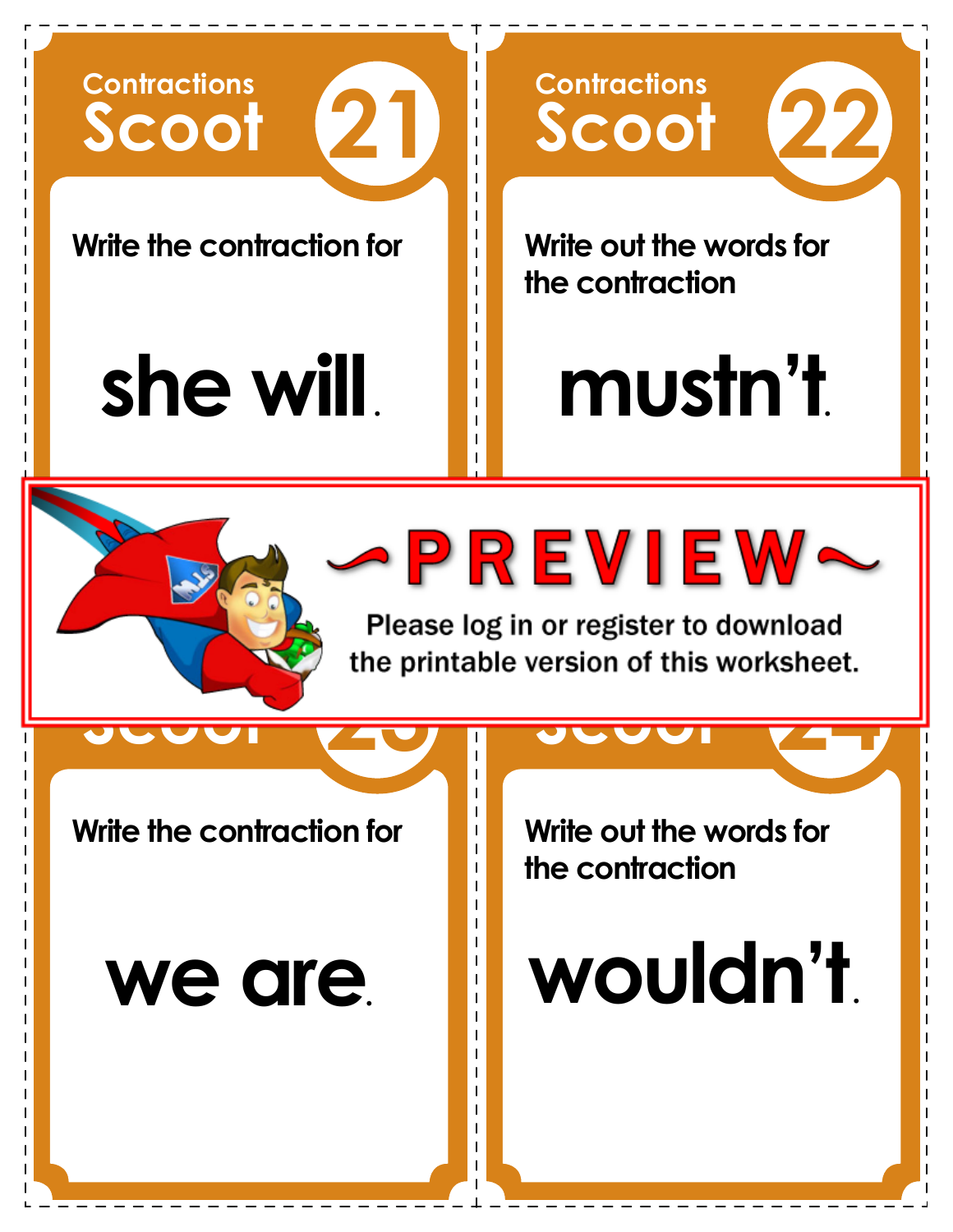## Contractions Scoot 21

Write the contraction for

**she will.**

## Contractions Scoot 22

Write out the words for the contraction

**mustn't.**

~PREVIEW~

Please log in or register to download the printable version of this worksheet.

Write the contraction for

**we are.**

Write out the words for the contraction

**wouldn't.**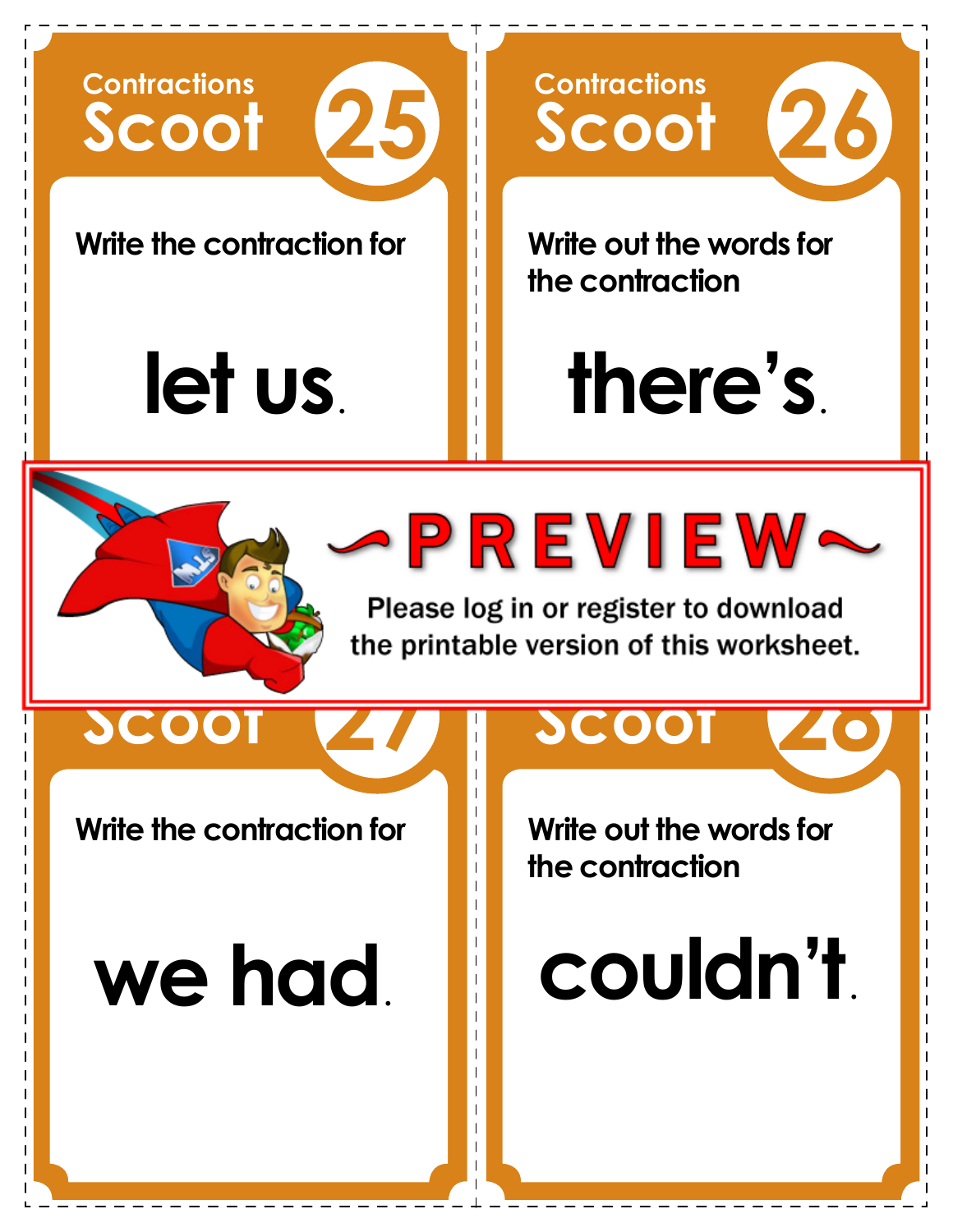## Contractions Scoot 25

Write the contraction for

**let us.**

## Contractions Scoot 26

Write out the words for the contraction

**there's.**

~PREVIEW~

Please log in or register to download the printable version of this worksheet.

## Scoot 27

Write the contraction for

**we had.**

## Scoot 28

Write out the words for the contraction

**couldn't.**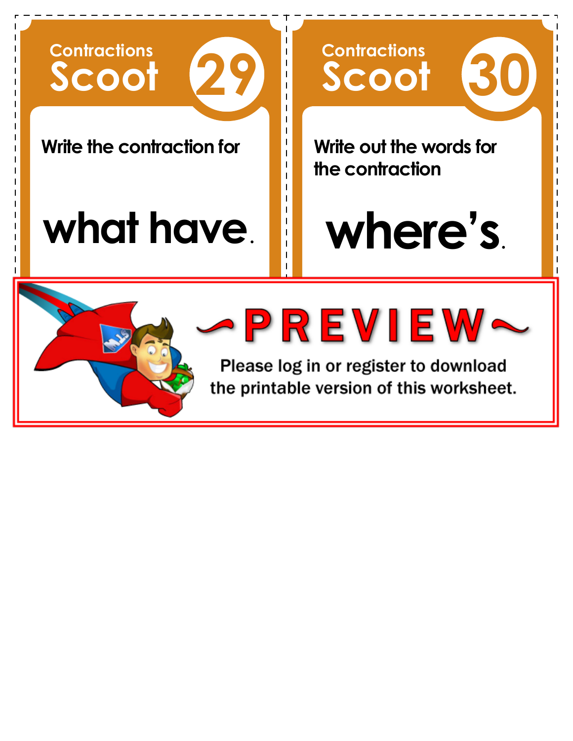## Contractions Scoot 29

Write the contraction for

**what have.**

## Contractions Scoot 30

Write out the words for the contraction

**where's.**

~PREVIEW~

Please log in or register to download the printable version of this worksheet.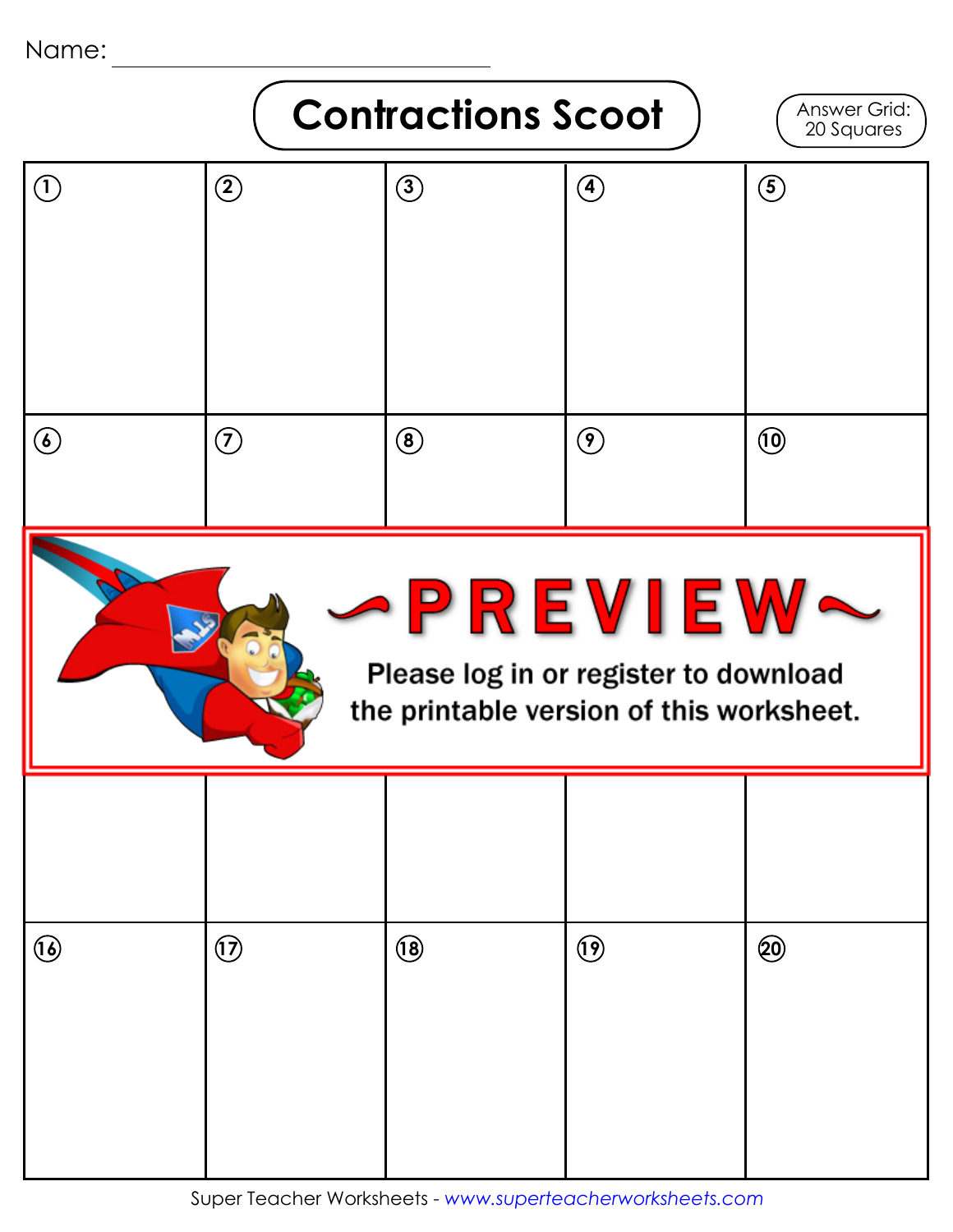Name: ______________________________

# Contractions Scoot

Answer Grid: 20 Squares

| ① | ② | ③ | ④ | ⑤ |
| --- | --- | --- | --- | --- |
| ⑥ | ⑦ | ⑧ | ⑨ | ⑩ |
| | | | | |
| ⑯ | ⑰ | ⑱ | ⑲ | ⑳ |

~PREVIEW~

Please log in or register to download the printable version of this worksheet.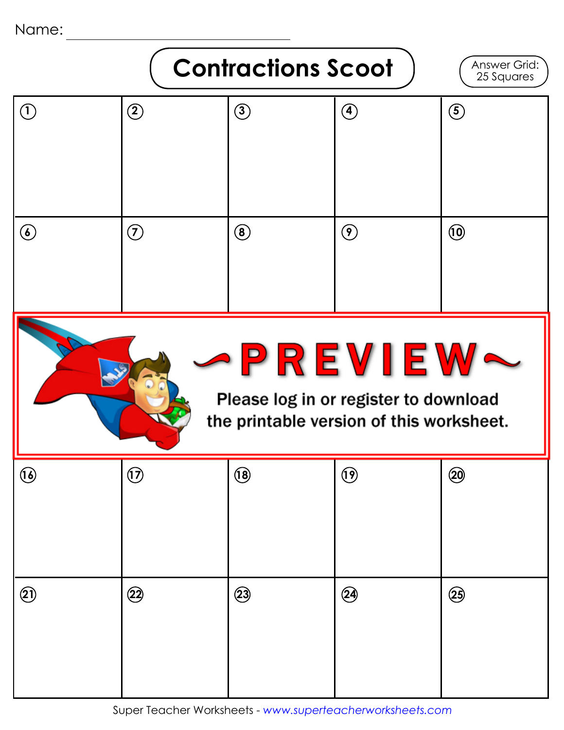Name: ______________________________

# Contractions Scoot

Answer Grid: 25 Squares

| | | | | |
|---|---|---|---|---|
| 1 | 2 | 3 | 4 | 5 |
| 6 | 7 | 8 | 9 | 10 |
| 16 | 17 | 18 | 19 | 20 |
| 21 | 22 | 23 | 24 | 25 |

~PREVIEW~

Please log in or register to download the printable version of this worksheet.

Super Teacher Worksheets - www.superteacherworksheets.com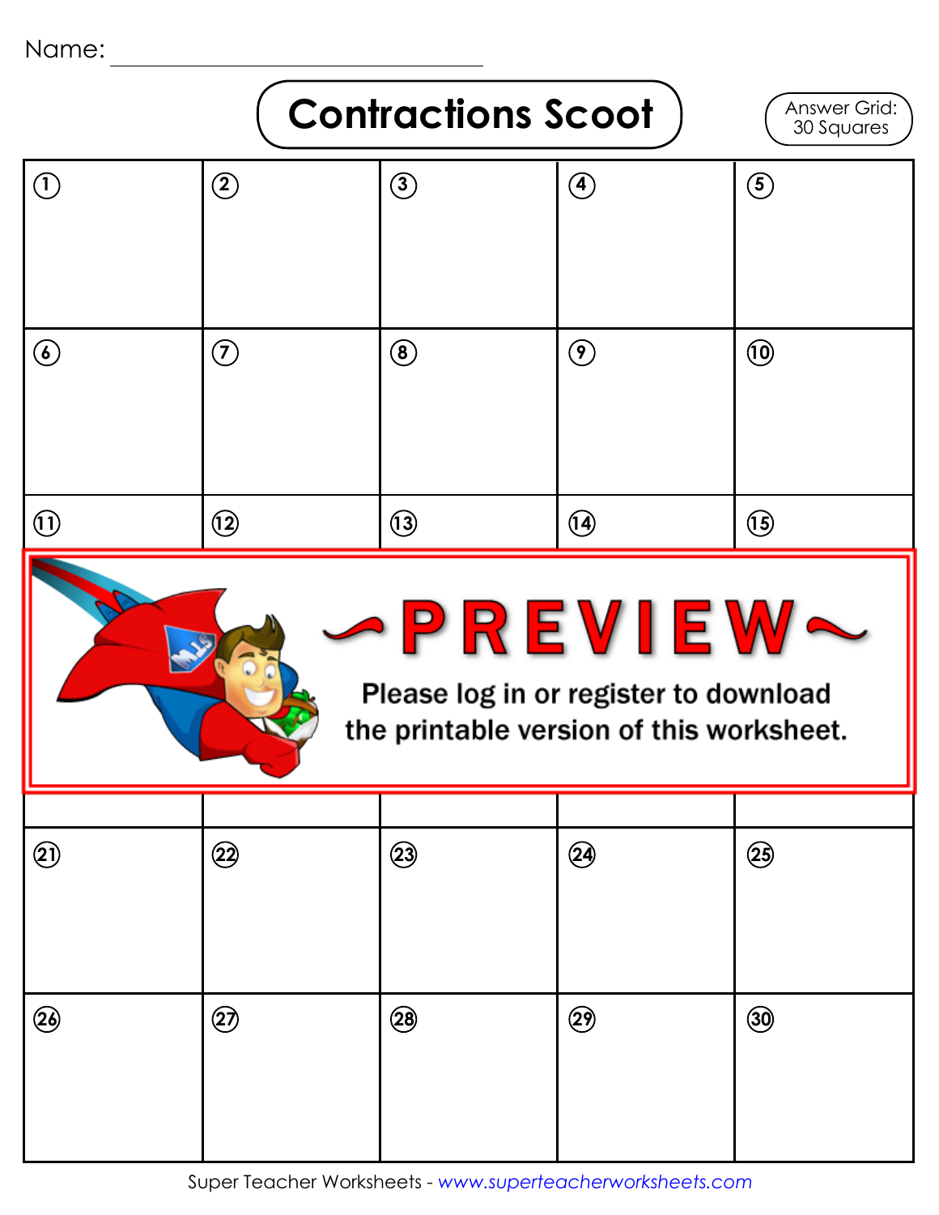Name: ______________________________

# Contractions Scoot

Answer Grid: 30 Squares

| | | | | |
|---|---|---|---|---|
| 1 | 2 | 3 | 4 | 5 |
| 6 | 7 | 8 | 9 | 10 |
| 11 | 12 | 13 | 14 | 15 |
| 21 | 22 | 23 | 24 | 25 |
| 26 | 27 | 28 | 29 | 30 |

~PREVIEW~

Please log in or register to download the printable version of this worksheet.

Super Teacher Worksheets - www.superteacherworksheets.com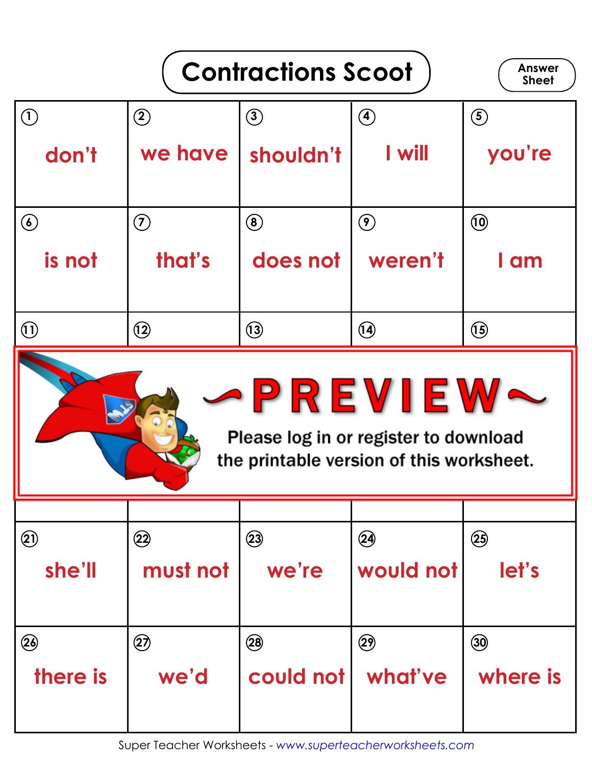# Contractions Scoot

Answer Sheet

| | | | | |
|---|---|---|---|---|
| ① don't | ② we have | ③ shouldn't | ④ I will | ⑤ you're |
| ⑥ is not | ⑦ that's | ⑧ does not | ⑨ weren't | ⑩ I am |
| ⑪ | ⑫ | ⑬ | ⑭ | ⑮ |
| ㉑ she'll | ㉒ must not | ㉓ we're | ㉔ would not | ㉕ let's |
| ㉖ there is | ㉗ we'd | ㉘ could not | ㉙ what've | ㉚ where is |

~PREVIEW~

Please log in or register to download the printable version of this worksheet.

Super Teacher Worksheets - www.superteacherworksheets.com